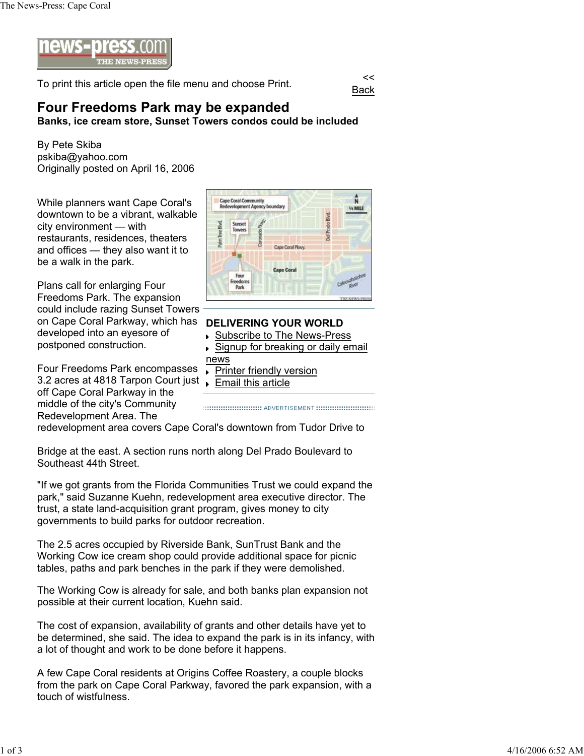To print this article open the file menu and choose Print.

<< Back

# Four Freedoms Park may be expanded

**Banks, ice cream store, Sunset Towers condos could be included**

By Pete Skiba
pskiba@yahoo.com
Originally posted on April 16, 2006

While planners want Cape Coral's downtown to be a vibrant, walkable city environment — with restaurants, residences, theaters and offices — they also want it to be a walk in the park.

Plans call for enlarging Four Freedoms Park. The expansion could include razing Sunset Towers on Cape Coral Parkway, which has developed into an eyesore of postponed construction.

Four Freedoms Park encompasses 3.2 acres at 4818 Tarpon Court just off Cape Coral Parkway in the middle of the city's Community Redevelopment Area. The redevelopment area covers Cape Coral's downtown from Tudor Drive to

Bridge at the east. A section runs north along Del Prado Boulevard to Southeast 44th Street.

**DELIVERING YOUR WORLD**

- Subscribe to The News-Press
- Signup for breaking or daily email news
- Printer friendly version
- Email this article

"If we got grants from the Florida Communities Trust we could expand the park," said Suzanne Kuehn, redevelopment area executive director. The trust, a state land-acquisition grant program, gives money to city governments to build parks for outdoor recreation.

The 2.5 acres occupied by Riverside Bank, SunTrust Bank and the Working Cow ice cream shop could provide additional space for picnic tables, paths and park benches in the park if they were demolished.

The Working Cow is already for sale, and both banks plan expansion not possible at their current location, Kuehn said.

The cost of expansion, availability of grants and other details have yet to be determined, she said. The idea to expand the park is in its infancy, with a lot of thought and work to be done before it happens.

A few Cape Coral residents at Origins Coffee Roastery, a couple blocks from the park on Cape Coral Parkway, favored the park expansion, with a touch of wistfulness.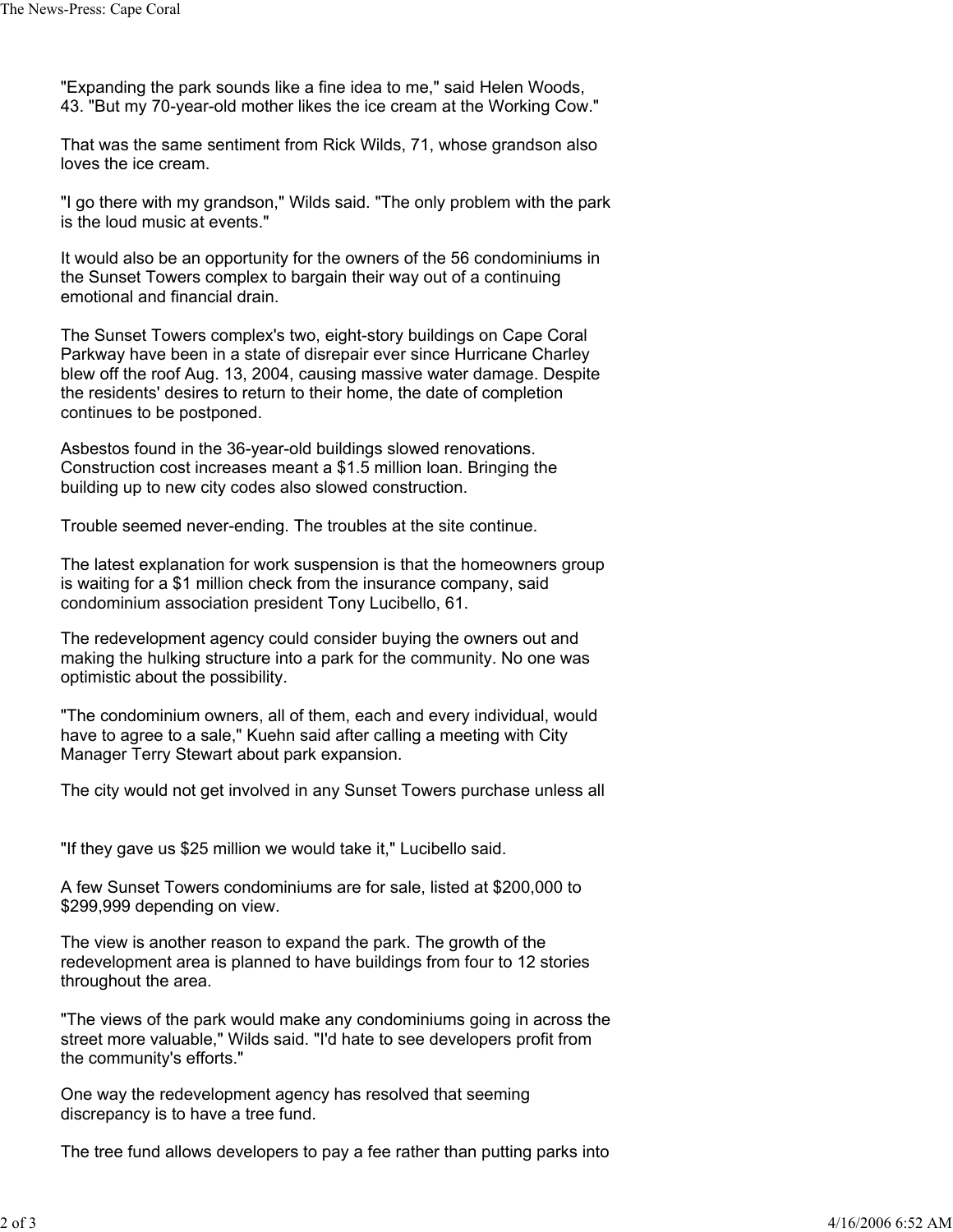"Expanding the park sounds like a fine idea to me," said Helen Woods, 43. "But my 70-year-old mother likes the ice cream at the Working Cow."

That was the same sentiment from Rick Wilds, 71, whose grandson also loves the ice cream.

"I go there with my grandson," Wilds said. "The only problem with the park is the loud music at events."

It would also be an opportunity for the owners of the 56 condominiums in the Sunset Towers complex to bargain their way out of a continuing emotional and financial drain.

The Sunset Towers complex's two, eight-story buildings on Cape Coral Parkway have been in a state of disrepair ever since Hurricane Charley blew off the roof Aug. 13, 2004, causing massive water damage. Despite the residents' desires to return to their home, the date of completion continues to be postponed.

Asbestos found in the 36-year-old buildings slowed renovations. Construction cost increases meant a $1.5 million loan. Bringing the building up to new city codes also slowed construction.

Trouble seemed never-ending. The troubles at the site continue.

The latest explanation for work suspension is that the homeowners group is waiting for a $1 million check from the insurance company, said condominium association president Tony Lucibello, 61.

The redevelopment agency could consider buying the owners out and making the hulking structure into a park for the community. No one was optimistic about the possibility.

"The condominium owners, all of them, each and every individual, would have to agree to a sale," Kuehn said after calling a meeting with City Manager Terry Stewart about park expansion.

The city would not get involved in any Sunset Towers purchase unless all

"If they gave us $25 million we would take it," Lucibello said.

A few Sunset Towers condominiums are for sale, listed at $200,000 to $299,999 depending on view.

The view is another reason to expand the park. The growth of the redevelopment area is planned to have buildings from four to 12 stories throughout the area.

"The views of the park would make any condominiums going in across the street more valuable," Wilds said. "I'd hate to see developers profit from the community's efforts."

One way the redevelopment agency has resolved that seeming discrepancy is to have a tree fund.

The tree fund allows developers to pay a fee rather than putting parks into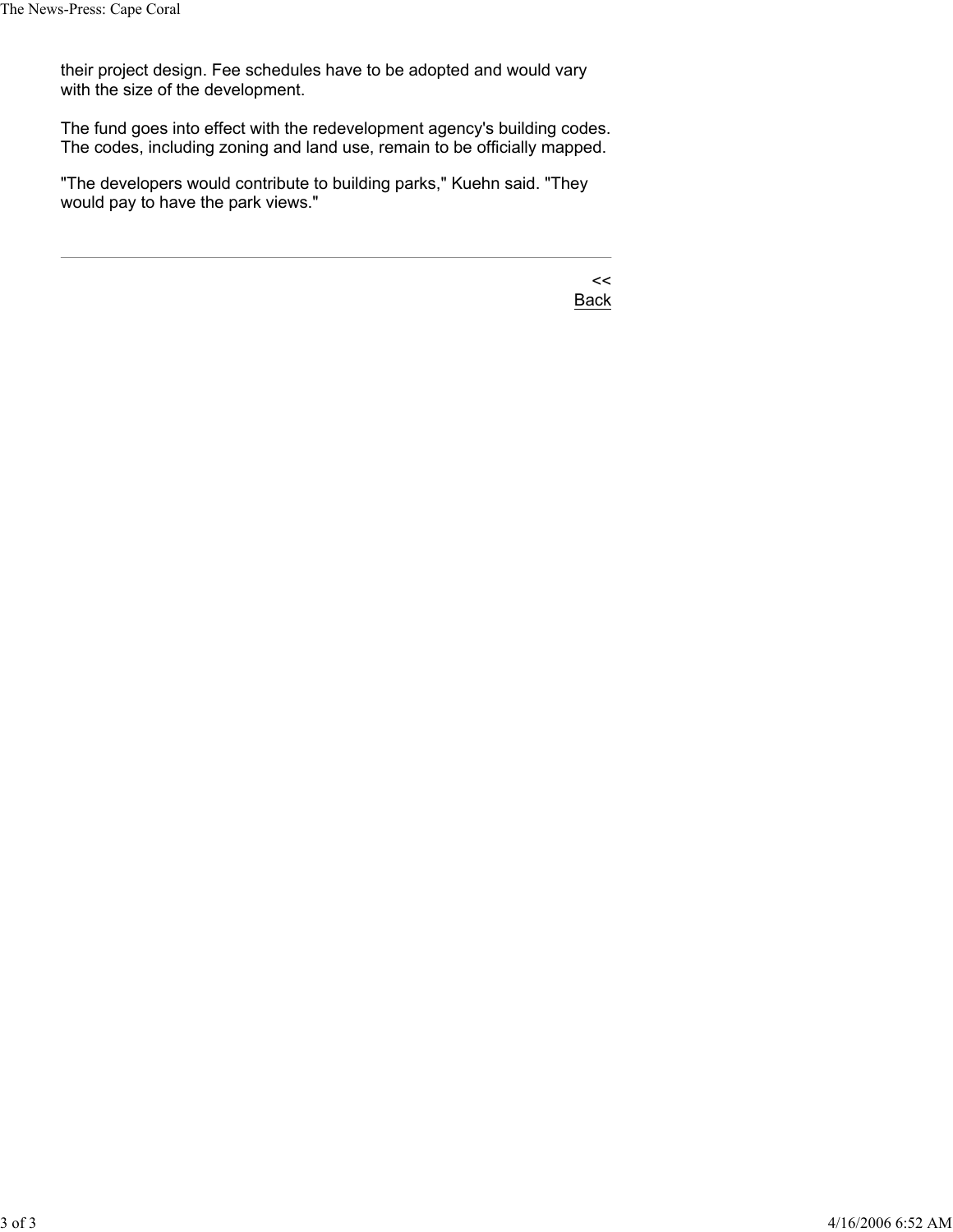their project design. Fee schedules have to be adopted and would vary with the size of the development.

The fund goes into effect with the redevelopment agency's building codes. The codes, including zoning and land use, remain to be officially mapped.

"The developers would contribute to building parks," Kuehn said. "They would pay to have the park views."

---

<< Back